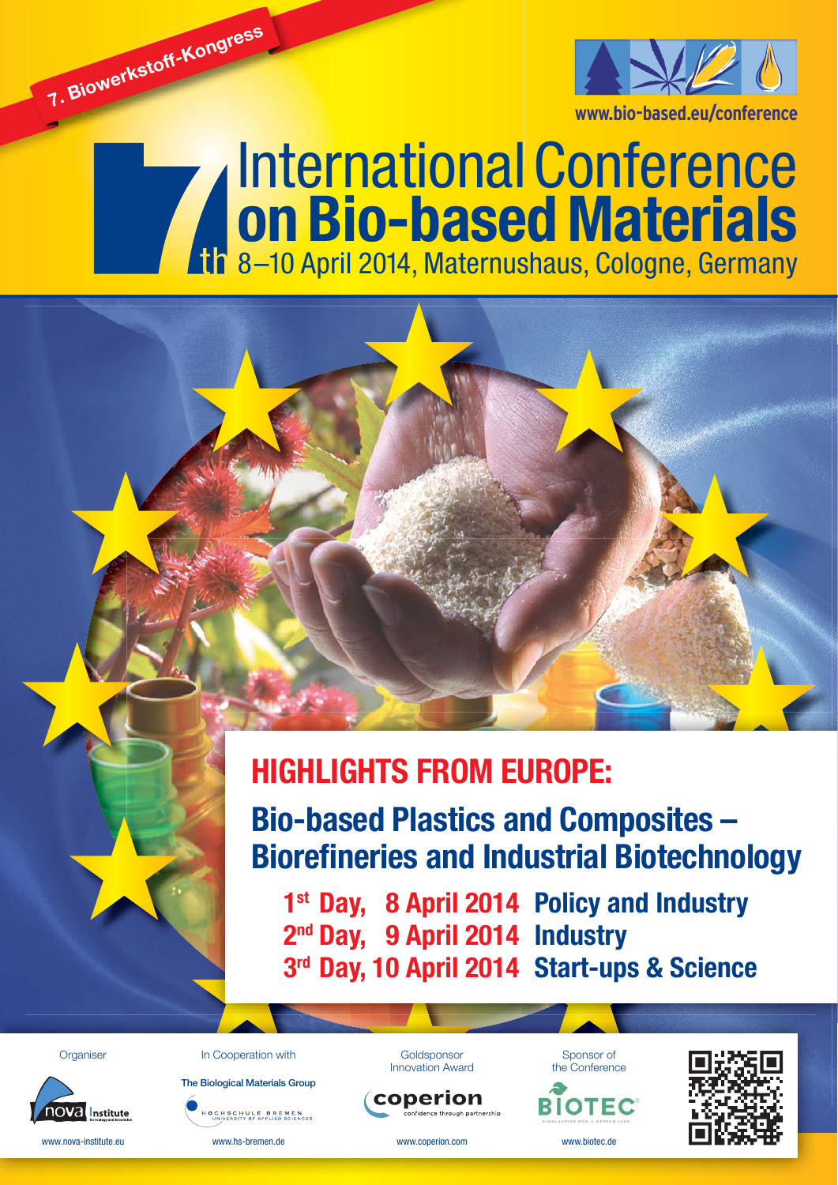7. Biowerkstoff-Kongress

www.bio-based.eu/conference

# 7th International Conference on Bio-based Materials

8–10 April 2014, Maternushaus, Cologne, Germany

## HIGHLIGHTS FROM EUROPE:

## Bio-based Plastics and Composites – Biorefineries and Industrial Biotechnology

**1st Day, 8 April 2014 Policy and Industry**

**2nd Day, 9 April 2014 Industry**

**3rd Day, 10 April 2014 Start-ups & Science**

Organiser
nova Institute
www.nova-institute.eu

In Cooperation with
The Biological Materials Group
Hochschule Bremen University of Applied Sciences
www.hs-bremen.de

Goldsponsor Innovation Award
coperion – confidence through partnership
www.coperion.com

Sponsor of the Conference
BIOTEC
www.biotec.de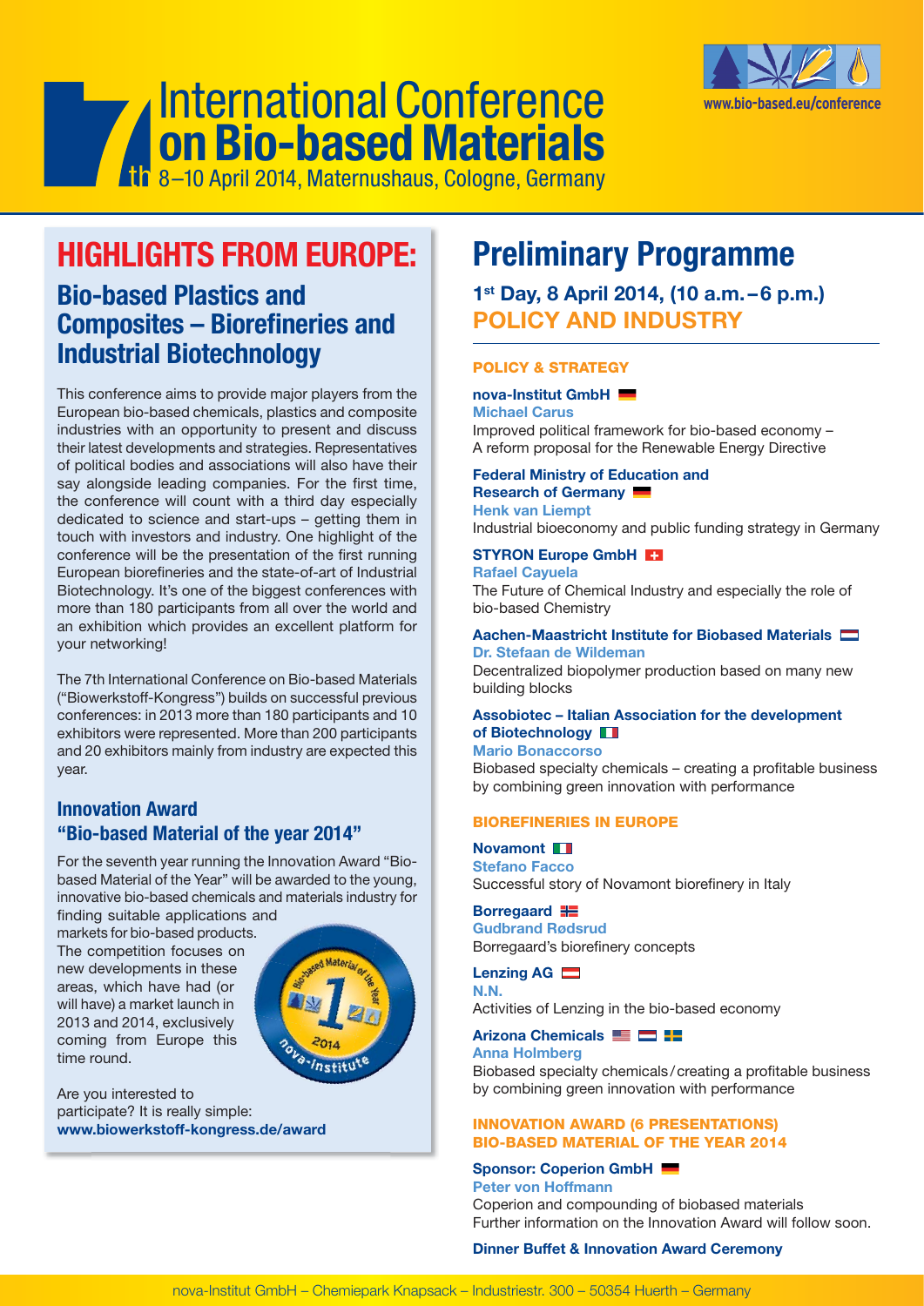# 7th International Conference on Bio-based Materials

8–10 April 2014, Maternushaus, Cologne, Germany

www.bio-based.eu/conference

## HIGHLIGHTS FROM EUROPE:

### Bio-based Plastics and Composites – Biorefineries and Industrial Biotechnology

This conference aims to provide major players from the European bio-based chemicals, plastics and composite industries with an opportunity to present and discuss their latest developments and strategies. Representatives of political bodies and associations will also have their say alongside leading companies. For the first time, the conference will count with a third day especially dedicated to science and start-ups – getting them in touch with investors and industry. One highlight of the conference will be the presentation of the first running European biorefineries and the state-of-art of Industrial Biotechnology. It's one of the biggest conferences with more than 180 participants from all over the world and an exhibition which provides an excellent platform for your networking!

The 7th International Conference on Bio-based Materials ("Biowerkstoff-Kongress") builds on successful previous conferences: in 2013 more than 180 participants and 10 exhibitors were represented. More than 200 participants and 20 exhibitors mainly from industry are expected this year.

### Innovation Award "Bio-based Material of the year 2014"

For the seventh year running the Innovation Award "Bio-based Material of the Year" will be awarded to the young, innovative bio-based chemicals and materials industry for finding suitable applications and markets for bio-based products. The competition focuses on new developments in these areas, which have had (or will have) a market launch in 2013 and 2014, exclusively coming from Europe this time round.

Are you interested to participate? It is really simple:
**www.biowerkstoff-kongress.de/award**

## Preliminary Programme

### 1st Day, 8 April 2014, (10 a.m. – 6 p.m.) POLICY AND INDUSTRY

#### POLICY & STRATEGY

**nova-Institut GmbH**
**Michael Carus**
Improved political framework for bio-based economy – A reform proposal for the Renewable Energy Directive

**Federal Ministry of Education and Research of Germany**
**Henk van Liempt**
Industrial bioeconomy and public funding strategy in Germany

**STYRON Europe GmbH**
**Rafael Cayuela**
The Future of Chemical Industry and especially the role of bio-based Chemistry

**Aachen-Maastricht Institute for Biobased Materials**
**Dr. Stefaan de Wildeman**
Decentralized biopolymer production based on many new building blocks

**Assobiotec – Italian Association for the development of Biotechnology**
**Mario Bonaccorso**
Biobased specialty chemicals – creating a profitable business by combining green innovation with performance

#### BIOREFINERIES IN EUROPE

**Novamont**
**Stefano Facco**
Successful story of Novamont biorefinery in Italy

**Borregaard**
**Gudbrand Rødsrud**
Borregaard's biorefinery concepts

**Lenzing AG**
**N.N.**
Activities of Lenzing in the bio-based economy

**Arizona Chemicals**
**Anna Holmberg**
Biobased specialty chemicals / creating a profitable business by combining green innovation with performance

#### INNOVATION AWARD (6 PRESENTATIONS) BIO-BASED MATERIAL OF THE YEAR 2014

**Sponsor: Coperion GmbH**
**Peter von Hoffmann**
Coperion and compounding of biobased materials
Further information on the Innovation Award will follow soon.

**Dinner Buffet & Innovation Award Ceremony**

nova-Institut GmbH – Chemiepark Knapsack – Industriestr. 300 – 50354 Huerth – Germany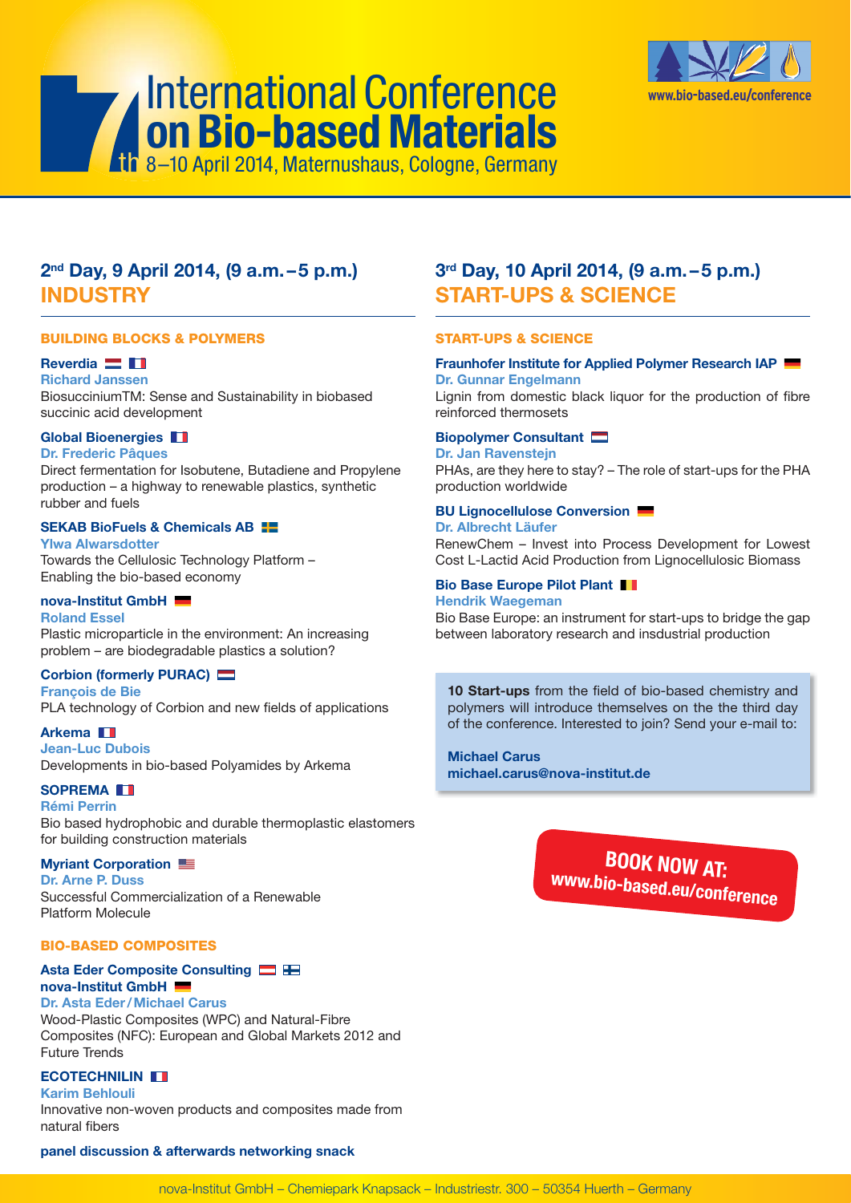# 7th International Conference on Bio-based Materials

8–10 April 2014, Maternushaus, Cologne, Germany

www.bio-based.eu/conference

## 2nd Day, 9 April 2014, (9 a.m.–5 p.m.) INDUSTRY

### BUILDING BLOCKS & POLYMERS

**Reverdia**
**Richard Janssen**
BiosucciniumTM: Sense and Sustainability in biobased succinic acid development

**Global Bioenergies**
**Dr. Frederic Pâques**
Direct fermentation for Isobutene, Butadiene and Propylene production – a highway to renewable plastics, synthetic rubber and fuels

**SEKAB BioFuels & Chemicals AB**
**Ylwa Alwarsdotter**
Towards the Cellulosic Technology Platform – Enabling the bio-based economy

**nova-Institut GmbH**
**Roland Essel**
Plastic microparticle in the environment: An increasing problem – are biodegradable plastics a solution?

**Corbion (formerly PURAC)**
**François de Bie**
PLA technology of Corbion and new fields of applications

**Arkema**
**Jean-Luc Dubois**
Developments in bio-based Polyamides by Arkema

**SOPREMA**
**Rémi Perrin**
Bio based hydrophobic and durable thermoplastic elastomers for building construction materials

**Myriant Corporation**
**Dr. Arne P. Duss**
Successful Commercialization of a Renewable Platform Molecule

### BIO-BASED COMPOSITES

**Asta Eder Composite Consulting**
**nova-Institut GmbH**
**Dr. Asta Eder/Michael Carus**
Wood-Plastic Composites (WPC) and Natural-Fibre Composites (NFC): European and Global Markets 2012 and Future Trends

**ECOTECHNILIN**
**Karim Behlouli**
Innovative non-woven products and composites made from natural fibers

**panel discussion & afterwards networking snack**

## 3rd Day, 10 April 2014, (9 a.m.–5 p.m.) START-UPS & SCIENCE

### START-UPS & SCIENCE

**Fraunhofer Institute for Applied Polymer Research IAP**
**Dr. Gunnar Engelmann**
Lignin from domestic black liquor for the production of fibre reinforced thermosets

**Biopolymer Consultant**
**Dr. Jan Ravenstejn**
PHAs, are they here to stay? – The role of start-ups for the PHA production worldwide

**BU Lignocellulose Conversion**
**Dr. Albrecht Läufer**
RenewChem – Invest into Process Development for Lowest Cost L-Lactid Acid Production from Lignocellulosic Biomass

**Bio Base Europe Pilot Plant**
**Hendrik Waegeman**
Bio Base Europe: an instrument for start-ups to bridge the gap between laboratory research and insdustrial production

**10 Start-ups** from the field of bio-based chemistry and polymers will introduce themselves on the the third day of the conference. Interested to join? Send your e-mail to:

**Michael Carus**
**michael.carus@nova-institut.de**

**BOOK NOW AT: www.bio-based.eu/conference**

nova-Institut GmbH – Chemiepark Knapsack – Industriestr. 300 – 50354 Huerth – Germany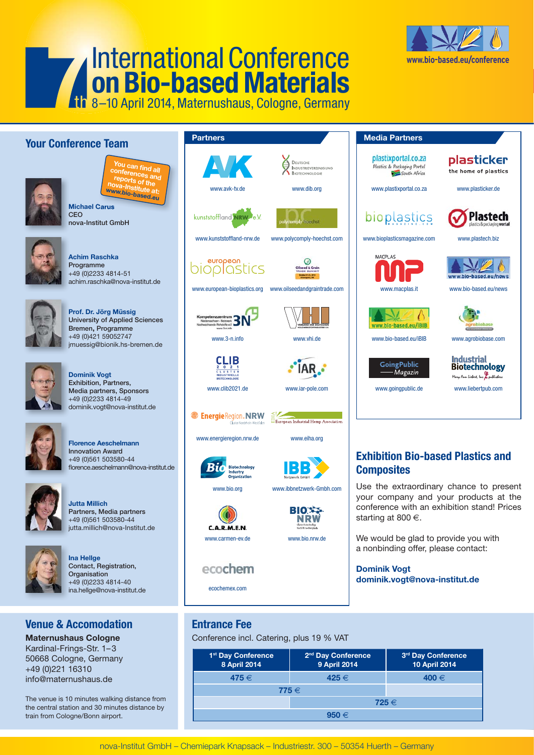# 7th International Conference on Bio-based Materials

8–10 April 2014, Maternushaus, Cologne, Germany

www.bio-based.eu/conference

## Your Conference Team

You can find all conferences and reports of the nova-Institute at: www.bio-based.eu

**Michael Carus**
CEO
nova-Institut GmbH

**Achim Raschka**
Programme
+49 (0)2233 4814-51
achim.raschka@nova-institut.de

**Prof. Dr. Jörg Müssig**
University of Applied Sciences Bremen, Programme
+49 (0)421 59052747
jmuessig@bionik.hs-bremen.de

**Dominik Vogt**
Exhibition, Partners, Media partners, Sponsors
+49 (0)2233 4814-49
dominik.vogt@nova-institut.de

**Florence Aeschelmann**
Innovation Award
+49 (0)561 503580-44
florence.aeschelmann@nova-institut.de

**Jutta Millich**
Partners, Media partners
+49 (0)561 503580-44
jutta.millich@nova-Institut.de

**Ina Hellge**
Contact, Registration, Organisation
+49 (0)2233 4814-40
ina.hellge@nova-institut.de

## Partners

- www.avk-tv.de
- www.dib.org
- www.kunststoffland-nrw.de
- www.polycomply-hoechst.com
- www.european-bioplastics.org
- www.oilseedandgraintrade.com
- www.3-n.info
- www.vhi.de
- www.clib2021.de
- www.iar-pole.com
- www.energieregion.nrw.de
- www.eiha.org
- www.bio.org
- www.ibbnetzwerk-Gmbh.com
- www.carmen-ev.de
- www.bio.nrw.de
- ecochemex.com

## Media Partners

- www.plastixportal.co.za
- www.plasticker.de
- www.bioplasticsmagazine.com
- www.plastech.biz
- www.macplas.it
- www.bio-based.eu/news
- www.bio-based.eu/iBIB
- www.agrobiobase.com
- www.goingpublic.de
- www.liebertpub.com

## Exhibition Bio-based Plastics and Composites

Use the extraordinary chance to present your company and your products at the conference with an exhibition stand! Prices starting at 800 €.

We would be glad to provide you with a nonbinding offer, please contact:

**Dominik Vogt**
**dominik.vogt@nova-institut.de**

## Venue & Accomodation

**Maternushaus Cologne**
Kardinal-Frings-Str. 1–3
50668 Cologne, Germany
+49 (0)221 16310
info@maternushaus.de

The venue is 10 minutes walking distance from the central station and 30 minutes distance by train from Cologne/Bonn airport.

## Entrance Fee

Conference incl. Catering, plus 19 % VAT

| 1st Day Conference 8 April 2014 | 2nd Day Conference 9 April 2014 | 3rd Day Conference 10 April 2014 |
|---|---|---|
| 475 € | 425 € | 400 € |
| 775 € (1st + 2nd Day) | | |
| | 725 € (2nd + 3rd Day) | |
| 950 € (all three days) | | |

nova-Institut GmbH – Chemiepark Knapsack – Industriestr. 300 – 50354 Huerth – Germany